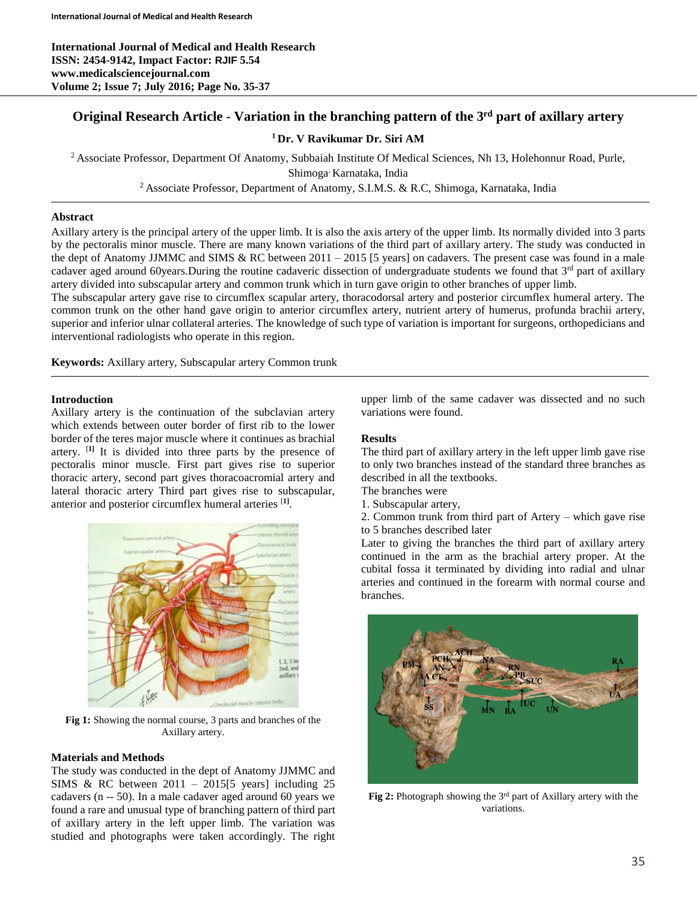International Journal of Medical and Health Research
ISSN: 2454-9142, Impact Factor: RJIF 5.54
www.medicalsciencejournal.com
Volume 2; Issue 7; July 2016; Page No. 35-37

# Original Research Article - Variation in the branching pattern of the 3rd part of axillary artery

**[1] Dr. V Ravikumar Dr. Siri AM**

[2] Associate Professor, Department Of Anatomy, Subbaiah Institute Of Medical Sciences, Nh 13, Holehonnur Road, Purle, Shimoga, Karnataka, India

[2] Associate Professor, Department of Anatomy, S.I.M.S. & R.C, Shimoga, Karnataka, India

## Abstract

Axillary artery is the principal artery of the upper limb. It is also the axis artery of the upper limb. Its normally divided into 3 parts by the pectoralis minor muscle. There are many known variations of the third part of axillary artery. The study was conducted in the dept of Anatomy JJMMC and SIMS & RC between 2011 – 2015 [5 years] on cadavers. The present case was found in a male cadaver aged around 60years.During the routine cadaveric dissection of undergraduate students we found that 3rd part of axillary artery divided into subscapular artery and common trunk which in turn gave origin to other branches of upper limb.

The subscapular artery gave rise to circumflex scapular artery, thoracodorsal artery and posterior circumflex humeral artery. The common trunk on the other hand gave origin to anterior circumflex artery, nutrient artery of humerus, profunda brachii artery, superior and inferior ulnar collateral arteries. The knowledge of such type of variation is important for surgeons, orthopedicians and interventional radiologists who operate in this region.

**Keywords:** Axillary artery, Subscapular artery Common trunk

## Introduction

Axillary artery is the continuation of the subclavian artery which extends between outer border of first rib to the lower border of the teres major muscle where it continues as brachial artery. [1] It is divided into three parts by the presence of pectoralis minor muscle. First part gives rise to superior thoracic artery, second part gives thoracoacromial artery and lateral thoracic artery Third part gives rise to subscapular, anterior and posterior circumflex humeral arteries [1].

**Fig 1:** Showing the normal course, 3 parts and branches of the Axillary artery.

## Materials and Methods

The study was conducted in the dept of Anatomy JJMMC and SIMS & RC between 2011 – 2015[5 years] including 25 cadavers (n -- 50). In a male cadaver aged around 60 years we found a rare and unusual type of branching pattern of third part of axillary artery in the left upper limb. The variation was studied and photographs were taken accordingly. The right upper limb of the same cadaver was dissected and no such variations were found.

## Results

The third part of axillary artery in the left upper limb gave rise to only two branches instead of the standard three branches as described in all the textbooks.

The branches were

1. Subscapular artery,
2. Common trunk from third part of Artery – which gave rise to 5 branches described later

Later to giving the branches the third part of axillary artery continued in the arm as the brachial artery proper. At the cubital fossa it terminated by dividing into radial and ulnar arteries and continued in the forearm with normal course and branches.

**Fig 2:** Photograph showing the 3rd part of Axillary artery with the variations.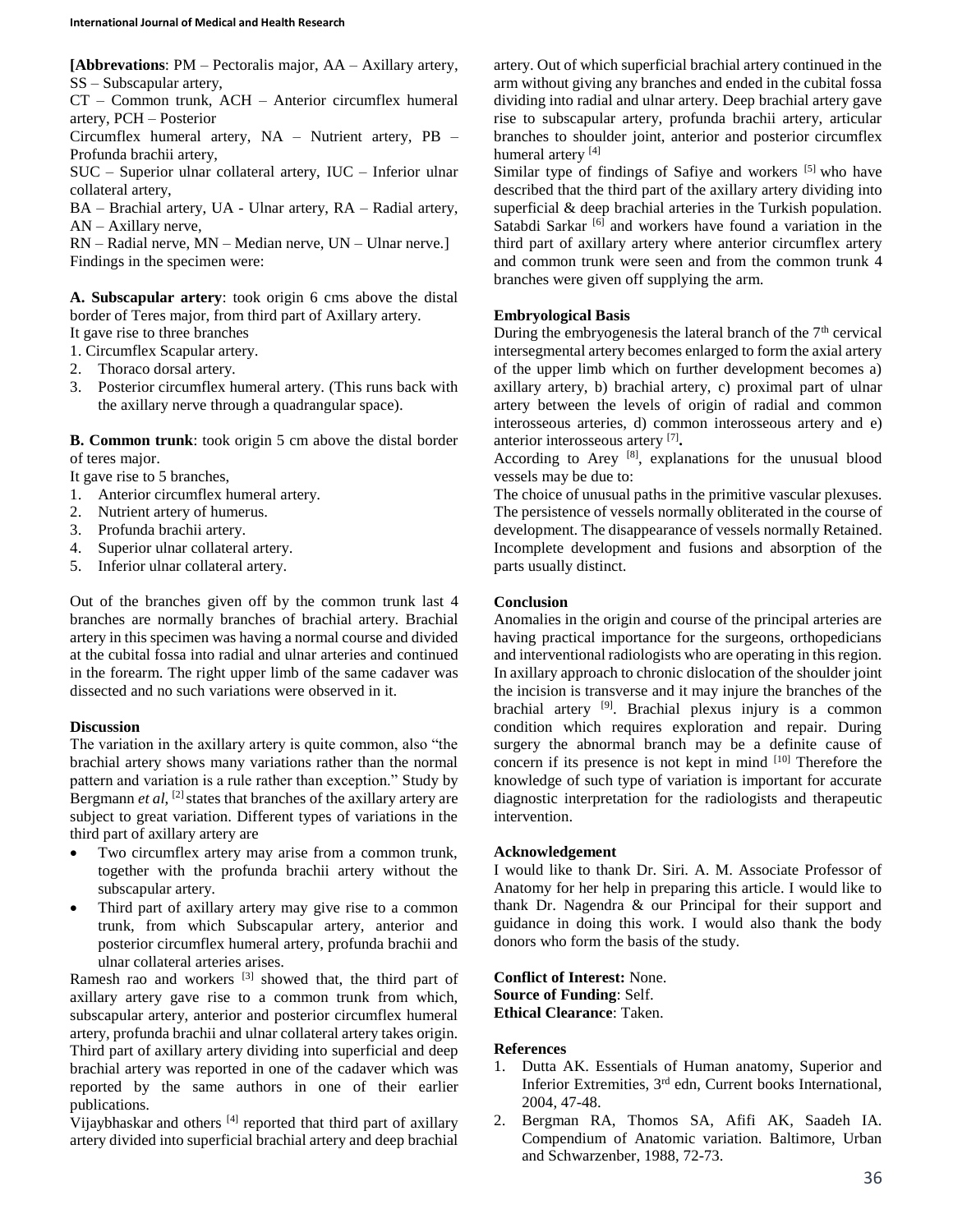**[Abbrevations**: PM – Pectoralis major, AA – Axillary artery, SS – Subscapular artery,
CT – Common trunk, ACH – Anterior circumflex humeral artery, PCH – Posterior
Circumflex humeral artery, NA – Nutrient artery, PB – Profunda brachii artery,
SUC – Superior ulnar collateral artery, IUC – Inferior ulnar collateral artery,
BA – Brachial artery, UA - Ulnar artery, RA – Radial artery, AN – Axillary nerve,
RN – Radial nerve, MN – Median nerve, UN – Ulnar nerve.]
Findings in the specimen were:

**A. Subscapular artery**: took origin 6 cms above the distal border of Teres major, from third part of Axillary artery.
It gave rise to three branches

1. Circumflex Scapular artery.
2. Thoraco dorsal artery.
3. Posterior circumflex humeral artery. (This runs back with the axillary nerve through a quadrangular space).

**B. Common trunk**: took origin 5 cm above the distal border of teres major.
It gave rise to 5 branches,

1. Anterior circumflex humeral artery.
2. Nutrient artery of humerus.
3. Profunda brachii artery.
4. Superior ulnar collateral artery.
5. Inferior ulnar collateral artery.

Out of the branches given off by the common trunk last 4 branches are normally branches of brachial artery. Brachial artery in this specimen was having a normal course and divided at the cubital fossa into radial and ulnar arteries and continued in the forearm. The right upper limb of the same cadaver was dissected and no such variations were observed in it.

**Discussion**

The variation in the axillary artery is quite common, also "the brachial artery shows many variations rather than the normal pattern and variation is a rule rather than exception." Study by Bergmann *et al*, [2] states that branches of the axillary artery are subject to great variation. Different types of variations in the third part of axillary artery are

- Two circumflex artery may arise from a common trunk, together with the profunda brachii artery without the subscapular artery.
- Third part of axillary artery may give rise to a common trunk, from which Subscapular artery, anterior and posterior circumflex humeral artery, profunda brachii and ulnar collateral arteries arises.

Ramesh rao and workers [3] showed that, the third part of axillary artery gave rise to a common trunk from which, subscapular artery, anterior and posterior circumflex humeral artery, profunda brachii and ulnar collateral artery takes origin. Third part of axillary artery dividing into superficial and deep brachial artery was reported in one of the cadaver which was reported by the same authors in one of their earlier publications.

Vijaybhaskar and others [4] reported that third part of axillary artery divided into superficial brachial artery and deep brachial artery. Out of which superficial brachial artery continued in the arm without giving any branches and ended in the cubital fossa dividing into radial and ulnar artery. Deep brachial artery gave rise to subscapular artery, profunda brachii artery, articular branches to shoulder joint, anterior and posterior circumflex humeral artery [4]

Similar type of findings of Safiye and workers [5] who have described that the third part of the axillary artery dividing into superficial & deep brachial arteries in the Turkish population. Satabdi Sarkar [6] and workers have found a variation in the third part of axillary artery where anterior circumflex artery and common trunk were seen and from the common trunk 4 branches were given off supplying the arm.

**Embryological Basis**

During the embryogenesis the lateral branch of the 7th cervical intersegmental artery becomes enlarged to form the axial artery of the upper limb which on further development becomes a) axillary artery, b) brachial artery, c) proximal part of ulnar artery between the levels of origin of radial and common interosseous arteries, d) common interosseous artery and e) anterior interosseous artery [7]**.**

According to Arey [8], explanations for the unusual blood vessels may be due to:

The choice of unusual paths in the primitive vascular plexuses. The persistence of vessels normally obliterated in the course of development. The disappearance of vessels normally Retained. Incomplete development and fusions and absorption of the parts usually distinct.

**Conclusion**

Anomalies in the origin and course of the principal arteries are having practical importance for the surgeons, orthopedicians and interventional radiologists who are operating in this region. In axillary approach to chronic dislocation of the shoulder joint the incision is transverse and it may injure the branches of the brachial artery [9]. Brachial plexus injury is a common condition which requires exploration and repair. During surgery the abnormal branch may be a definite cause of concern if its presence is not kept in mind [10] Therefore the knowledge of such type of variation is important for accurate diagnostic interpretation for the radiologists and therapeutic intervention.

**Acknowledgement**

I would like to thank Dr. Siri. A. M. Associate Professor of Anatomy for her help in preparing this article. I would like to thank Dr. Nagendra & our Principal for their support and guidance in doing this work. I would also thank the body donors who form the basis of the study.

**Conflict of Interest:** None.
**Source of Funding**: Self.
**Ethical Clearance**: Taken.

**References**

1. Dutta AK. Essentials of Human anatomy, Superior and Inferior Extremities, 3rd edn, Current books International, 2004, 47-48.
2. Bergman RA, Thomos SA, Afifi AK, Saadeh IA. Compendium of Anatomic variation. Baltimore, Urban and Schwarzenber, 1988, 72-73.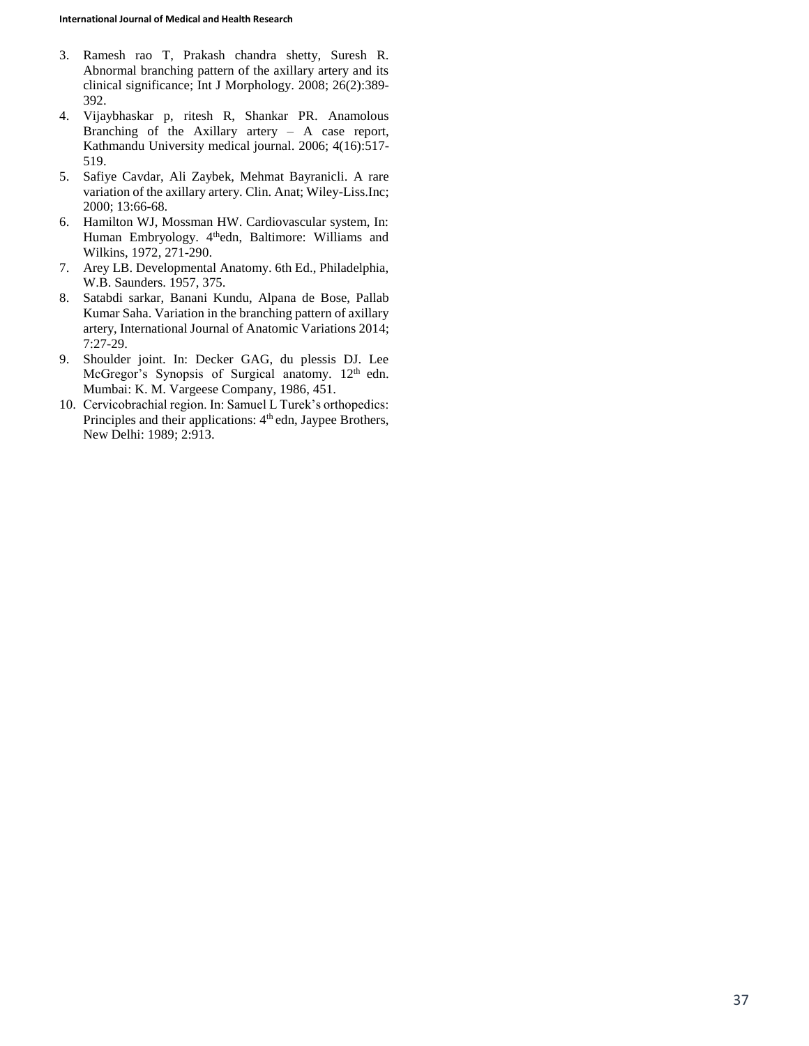3. Ramesh rao T, Prakash chandra shetty, Suresh R. Abnormal branching pattern of the axillary artery and its clinical significance; Int J Morphology. 2008; 26(2):389-392.
4. Vijaybhaskar p, ritesh R, Shankar PR. Anamolous Branching of the Axillary artery – A case report, Kathmandu University medical journal. 2006; 4(16):517-519.
5. Safiye Cavdar, Ali Zaybek, Mehmat Bayranicli. A rare variation of the axillary artery. Clin. Anat; Wiley-Liss.Inc; 2000; 13:66-68.
6. Hamilton WJ, Mossman HW. Cardiovascular system, In: Human Embryology. 4th edn, Baltimore: Williams and Wilkins, 1972, 271-290.
7. Arey LB. Developmental Anatomy. 6th Ed., Philadelphia, W.B. Saunders. 1957, 375.
8. Satabdi sarkar, Banani Kundu, Alpana de Bose, Pallab Kumar Saha. Variation in the branching pattern of axillary artery, International Journal of Anatomic Variations 2014; 7:27-29.
9. Shoulder joint. In: Decker GAG, du plessis DJ. Lee McGregor's Synopsis of Surgical anatomy. 12th edn. Mumbai: K. M. Vargeese Company, 1986, 451.
10. Cervicobrachial region. In: Samuel L Turek's orthopedics: Principles and their applications: 4th edn, Jaypee Brothers, New Delhi: 1989; 2:913.